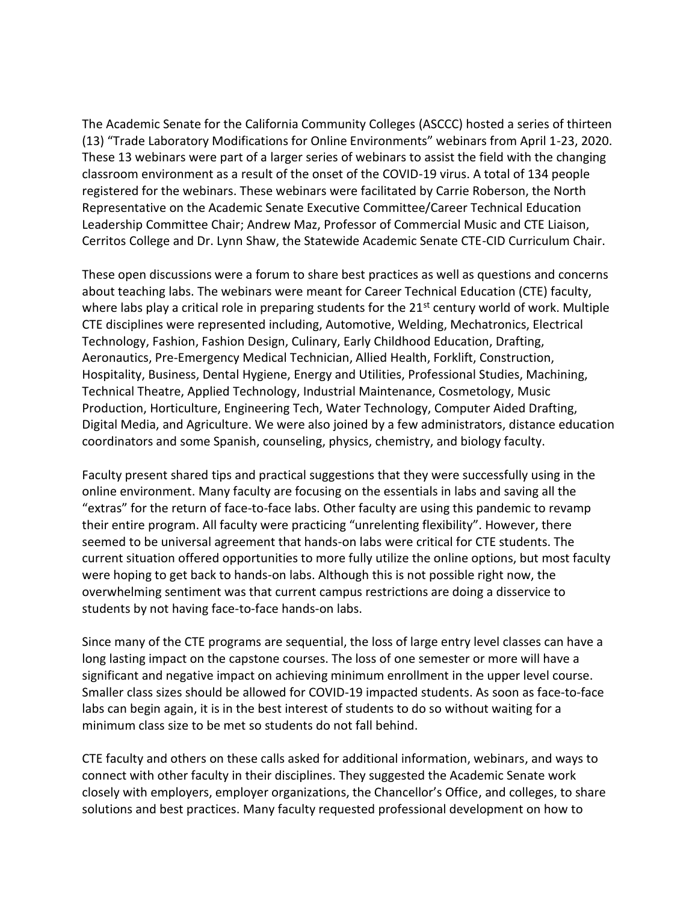The Academic Senate for the California Community Colleges (ASCCC) hosted a series of thirteen (13) "Trade Laboratory Modifications for Online Environments" webinars from April 1-23, 2020. These 13 webinars were part of a larger series of webinars to assist the field with the changing classroom environment as a result of the onset of the COVID-19 virus. A total of 134 people registered for the webinars. These webinars were facilitated by Carrie Roberson, the North Representative on the Academic Senate Executive Committee/Career Technical Education Leadership Committee Chair; Andrew Maz, Professor of Commercial Music and CTE Liaison, Cerritos College and Dr. Lynn Shaw, the Statewide Academic Senate CTE-CID Curriculum Chair.

These open discussions were a forum to share best practices as well as questions and concerns about teaching labs. The webinars were meant for Career Technical Education (CTE) faculty, where labs play a critical role in preparing students for the 21st century world of work. Multiple CTE disciplines were represented including, Automotive, Welding, Mechatronics, Electrical Technology, Fashion, Fashion Design, Culinary, Early Childhood Education, Drafting, Aeronautics, Pre-Emergency Medical Technician, Allied Health, Forklift, Construction, Hospitality, Business, Dental Hygiene, Energy and Utilities, Professional Studies, Machining, Technical Theatre, Applied Technology, Industrial Maintenance, Cosmetology, Music Production, Horticulture, Engineering Tech, Water Technology, Computer Aided Drafting, Digital Media, and Agriculture. We were also joined by a few administrators, distance education coordinators and some Spanish, counseling, physics, chemistry, and biology faculty.

Faculty present shared tips and practical suggestions that they were successfully using in the online environment. Many faculty are focusing on the essentials in labs and saving all the "extras" for the return of face-to-face labs. Other faculty are using this pandemic to revamp their entire program. All faculty were practicing "unrelenting flexibility". However, there seemed to be universal agreement that hands-on labs were critical for CTE students. The current situation offered opportunities to more fully utilize the online options, but most faculty were hoping to get back to hands-on labs. Although this is not possible right now, the overwhelming sentiment was that current campus restrictions are doing a disservice to students by not having face-to-face hands-on labs.

Since many of the CTE programs are sequential, the loss of large entry level classes can have a long lasting impact on the capstone courses. The loss of one semester or more will have a significant and negative impact on achieving minimum enrollment in the upper level course. Smaller class sizes should be allowed for COVID-19 impacted students. As soon as face-to-face labs can begin again, it is in the best interest of students to do so without waiting for a minimum class size to be met so students do not fall behind.

CTE faculty and others on these calls asked for additional information, webinars, and ways to connect with other faculty in their disciplines. They suggested the Academic Senate work closely with employers, employer organizations, the Chancellor's Office, and colleges, to share solutions and best practices. Many faculty requested professional development on how to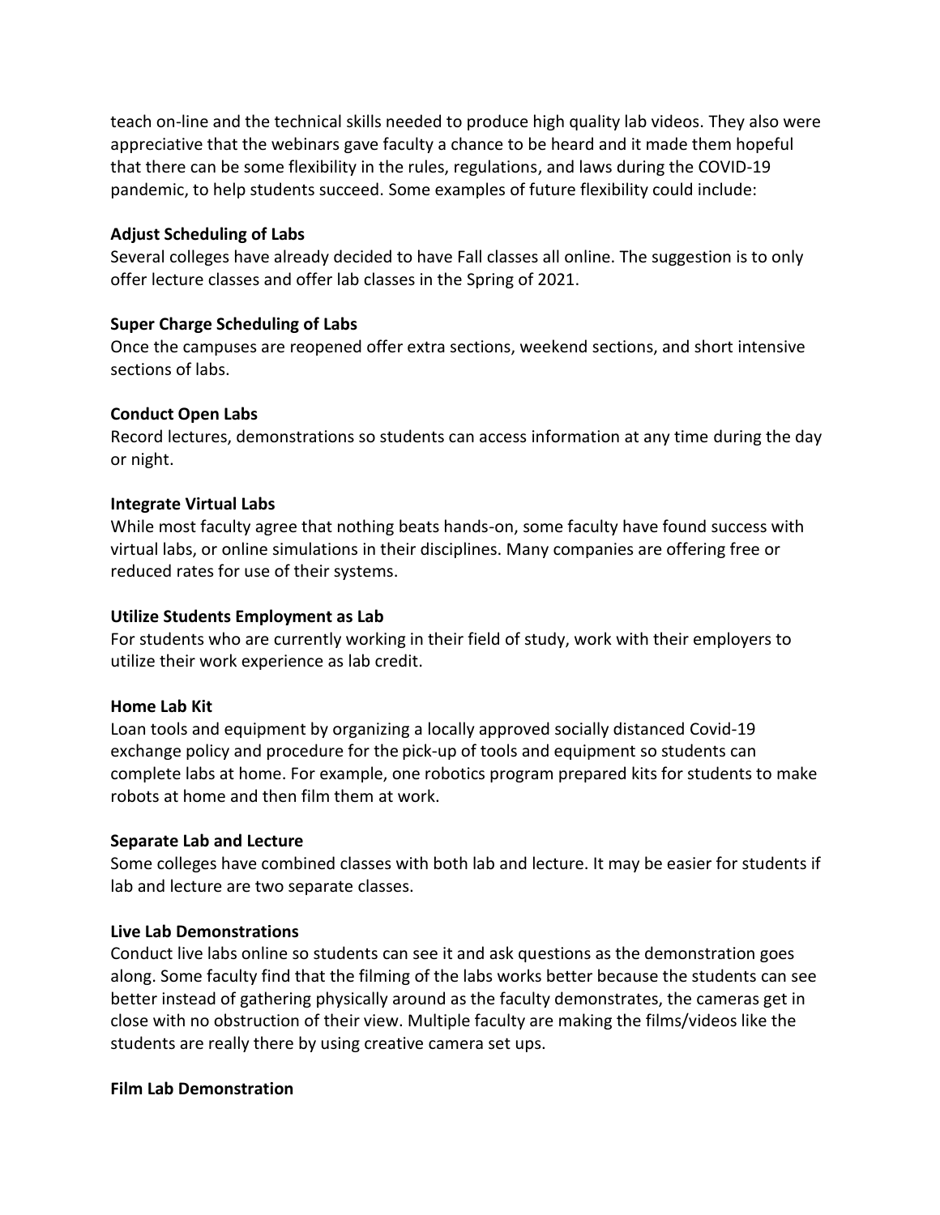teach on-line and the technical skills needed to produce high quality lab videos. They also were appreciative that the webinars gave faculty a chance to be heard and it made them hopeful that there can be some flexibility in the rules, regulations, and laws during the COVID-19 pandemic, to help students succeed. Some examples of future flexibility could include:

**Adjust Scheduling of Labs**
Several colleges have already decided to have Fall classes all online. The suggestion is to only offer lecture classes and offer lab classes in the Spring of 2021.

**Super Charge Scheduling of Labs**
Once the campuses are reopened offer extra sections, weekend sections, and short intensive sections of labs.

**Conduct Open Labs**
Record lectures, demonstrations so students can access information at any time during the day or night.

**Integrate Virtual Labs**
While most faculty agree that nothing beats hands-on, some faculty have found success with virtual labs, or online simulations in their disciplines. Many companies are offering free or reduced rates for use of their systems.

**Utilize Students Employment as Lab**
For students who are currently working in their field of study, work with their employers to utilize their work experience as lab credit.

**Home Lab Kit**
Loan tools and equipment by organizing a locally approved socially distanced Covid-19 exchange policy and procedure for the pick-up of tools and equipment so students can complete labs at home. For example, one robotics program prepared kits for students to make robots at home and then film them at work.

**Separate Lab and Lecture**
Some colleges have combined classes with both lab and lecture. It may be easier for students if lab and lecture are two separate classes.

**Live Lab Demonstrations**
Conduct live labs online so students can see it and ask questions as the demonstration goes along. Some faculty find that the filming of the labs works better because the students can see better instead of gathering physically around as the faculty demonstrates, the cameras get in close with no obstruction of their view. Multiple faculty are making the films/videos like the students are really there by using creative camera set ups.

**Film Lab Demonstration**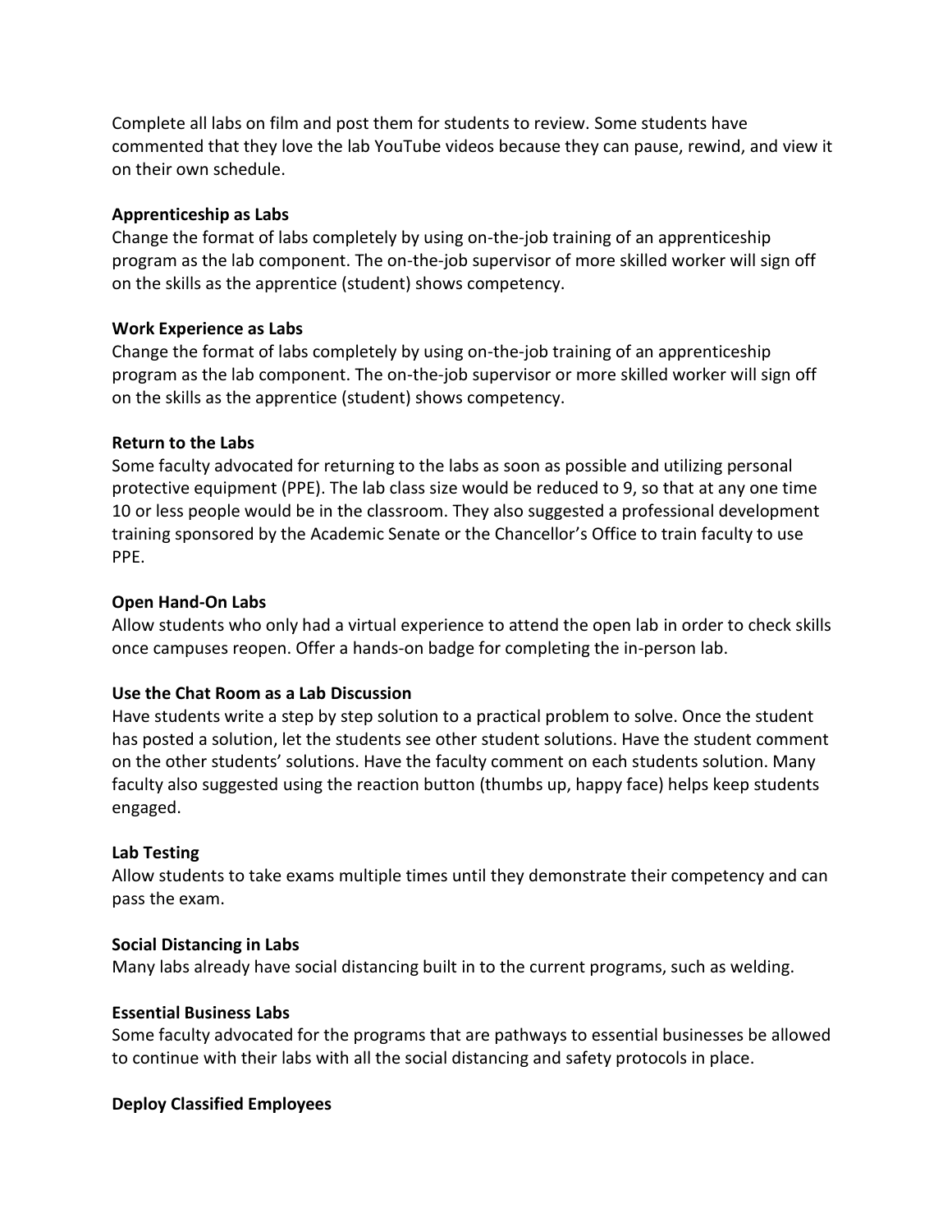Complete all labs on film and post them for students to review. Some students have commented that they love the lab YouTube videos because they can pause, rewind, and view it on their own schedule.

**Apprenticeship as Labs**
Change the format of labs completely by using on-the-job training of an apprenticeship program as the lab component. The on-the-job supervisor of more skilled worker will sign off on the skills as the apprentice (student) shows competency.

**Work Experience as Labs**
Change the format of labs completely by using on-the-job training of an apprenticeship program as the lab component. The on-the-job supervisor or more skilled worker will sign off on the skills as the apprentice (student) shows competency.

**Return to the Labs**
Some faculty advocated for returning to the labs as soon as possible and utilizing personal protective equipment (PPE). The lab class size would be reduced to 9, so that at any one time 10 or less people would be in the classroom. They also suggested a professional development training sponsored by the Academic Senate or the Chancellor's Office to train faculty to use PPE.

**Open Hand-On Labs**
Allow students who only had a virtual experience to attend the open lab in order to check skills once campuses reopen. Offer a hands-on badge for completing the in-person lab.

**Use the Chat Room as a Lab Discussion**
Have students write a step by step solution to a practical problem to solve. Once the student has posted a solution, let the students see other student solutions. Have the student comment on the other students' solutions. Have the faculty comment on each students solution. Many faculty also suggested using the reaction button (thumbs up, happy face) helps keep students engaged.

**Lab Testing**
Allow students to take exams multiple times until they demonstrate their competency and can pass the exam.

**Social Distancing in Labs**
Many labs already have social distancing built in to the current programs, such as welding.

**Essential Business Labs**
Some faculty advocated for the programs that are pathways to essential businesses be allowed to continue with their labs with all the social distancing and safety protocols in place.

**Deploy Classified Employees**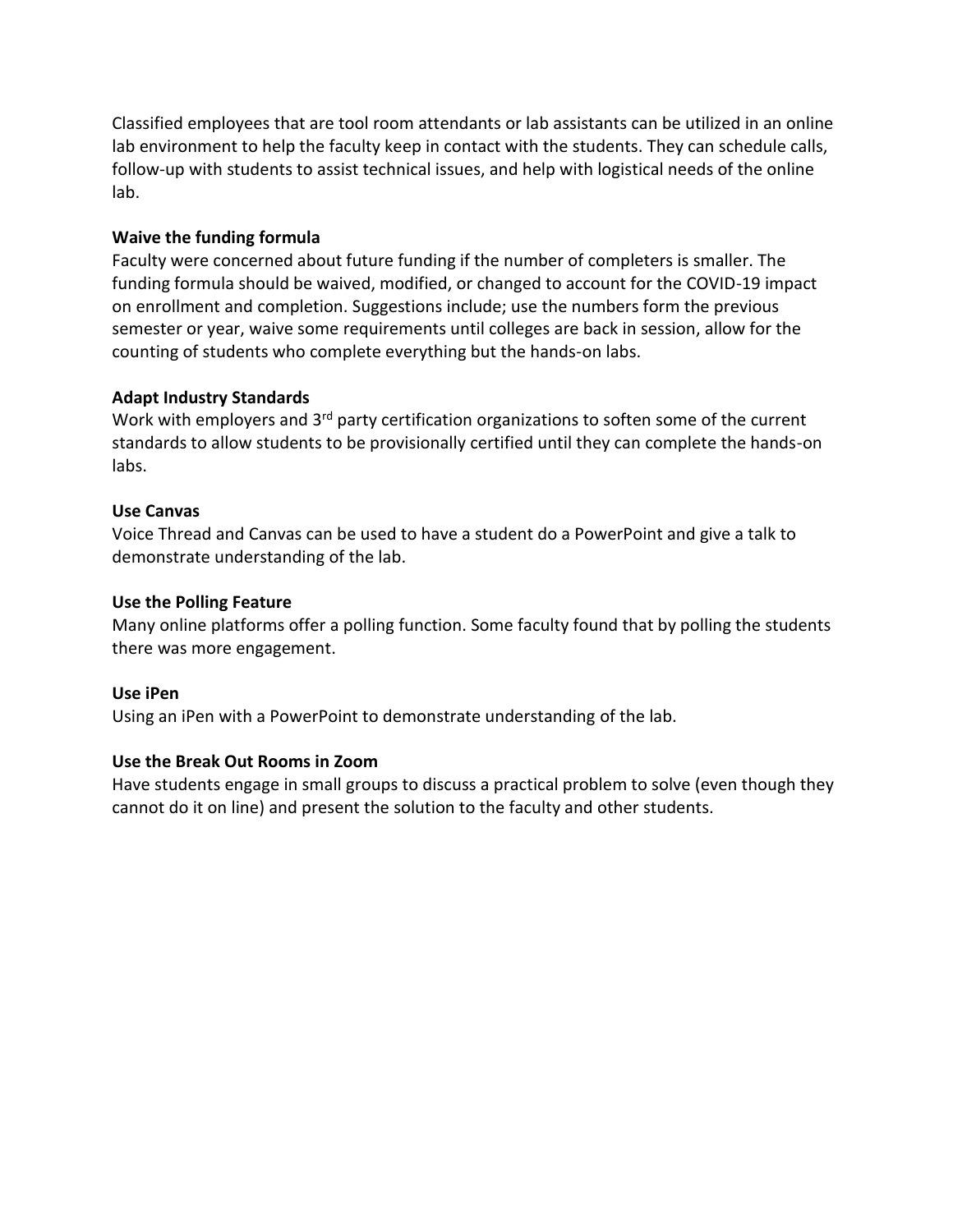Classified employees that are tool room attendants or lab assistants can be utilized in an online lab environment to help the faculty keep in contact with the students. They can schedule calls, follow-up with students to assist technical issues, and help with logistical needs of the online lab.

**Waive the funding formula**

Faculty were concerned about future funding if the number of completers is smaller. The funding formula should be waived, modified, or changed to account for the COVID-19 impact on enrollment and completion. Suggestions include; use the numbers form the previous semester or year, waive some requirements until colleges are back in session, allow for the counting of students who complete everything but the hands-on labs.

**Adapt Industry Standards**

Work with employers and 3rd party certification organizations to soften some of the current standards to allow students to be provisionally certified until they can complete the hands-on labs.

**Use Canvas**

Voice Thread and Canvas can be used to have a student do a PowerPoint and give a talk to demonstrate understanding of the lab.

**Use the Polling Feature**

Many online platforms offer a polling function. Some faculty found that by polling the students there was more engagement.

**Use iPen**

Using an iPen with a PowerPoint to demonstrate understanding of the lab.

**Use the Break Out Rooms in Zoom**

Have students engage in small groups to discuss a practical problem to solve (even though they cannot do it on line) and present the solution to the faculty and other students.